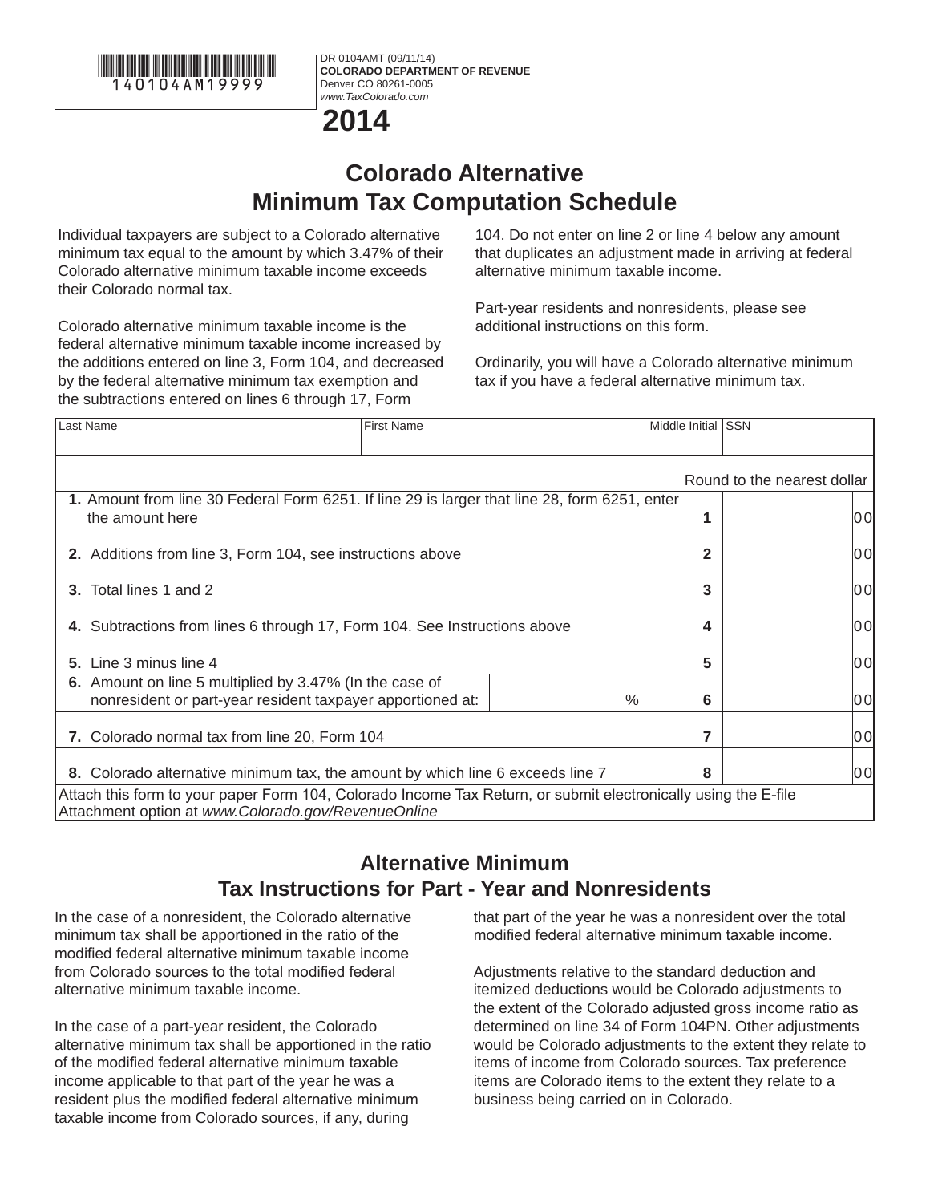140104AM19999

DR 0104AMT (09/11/14)
**COLORADO DEPARTMENT OF REVENUE**
Denver CO 80261-0005
*www.TaxColorado.com*

# 2014

# Colorado Alternative Minimum Tax Computation Schedule

Individual taxpayers are subject to a Colorado alternative minimum tax equal to the amount by which 3.47% of their Colorado alternative minimum taxable income exceeds their Colorado normal tax.

Colorado alternative minimum taxable income is the federal alternative minimum taxable income increased by the additions entered on line 3, Form 104, and decreased by the federal alternative minimum tax exemption and the subtractions entered on lines 6 through 17, Form 104. Do not enter on line 2 or line 4 below any amount that duplicates an adjustment made in arriving at federal alternative minimum taxable income.

Part-year residents and nonresidents, please see additional instructions on this form.

Ordinarily, you will have a Colorado alternative minimum tax if you have a federal alternative minimum tax.

| Last Name | First Name | Middle Initial | SSN |
|---|---|---|---|
| | | | |

Round to the nearest dollar

| Line | Description | | Line No. | Amount |
|---|---|---|---|---|
| 1. | Amount from line 30 Federal Form 6251. If line 29 is larger that line 28, form 6251, enter the amount here | | 1 | 00 |
| 2. | Additions from line 3, Form 104, see instructions above | | 2 | 00 |
| 3. | Total lines 1 and 2 | | 3 | 00 |
| 4. | Subtractions from lines 6 through 17, Form 104. See Instructions above | | 4 | 00 |
| 5. | Line 3 minus line 4 | | 5 | 00 |
| 6. | Amount on line 5 multiplied by 3.47% (In the case of nonresident or part-year resident taxpayer apportioned at: | % | 6 | 00 |
| 7. | Colorado normal tax from line 20, Form 104 | | 7 | 00 |
| 8. | Colorado alternative minimum tax, the amount by which line 6 exceeds line 7 | | 8 | 00 |

Attach this form to your paper Form 104, Colorado Income Tax Return, or submit electronically using the E-file Attachment option at *www.Colorado.gov/RevenueOnline*

## Alternative Minimum Tax Instructions for Part - Year and Nonresidents

In the case of a nonresident, the Colorado alternative minimum tax shall be apportioned in the ratio of the modified federal alternative minimum taxable income from Colorado sources to the total modified federal alternative minimum taxable income.

In the case of a part-year resident, the Colorado alternative minimum tax shall be apportioned in the ratio of the modified federal alternative minimum taxable income applicable to that part of the year he was a resident plus the modified federal alternative minimum taxable income from Colorado sources, if any, during that part of the year he was a nonresident over the total modified federal alternative minimum taxable income.

Adjustments relative to the standard deduction and itemized deductions would be Colorado adjustments to the extent of the Colorado adjusted gross income ratio as determined on line 34 of Form 104PN. Other adjustments would be Colorado adjustments to the extent they relate to items of income from Colorado sources. Tax preference items are Colorado items to the extent they relate to a business being carried on in Colorado.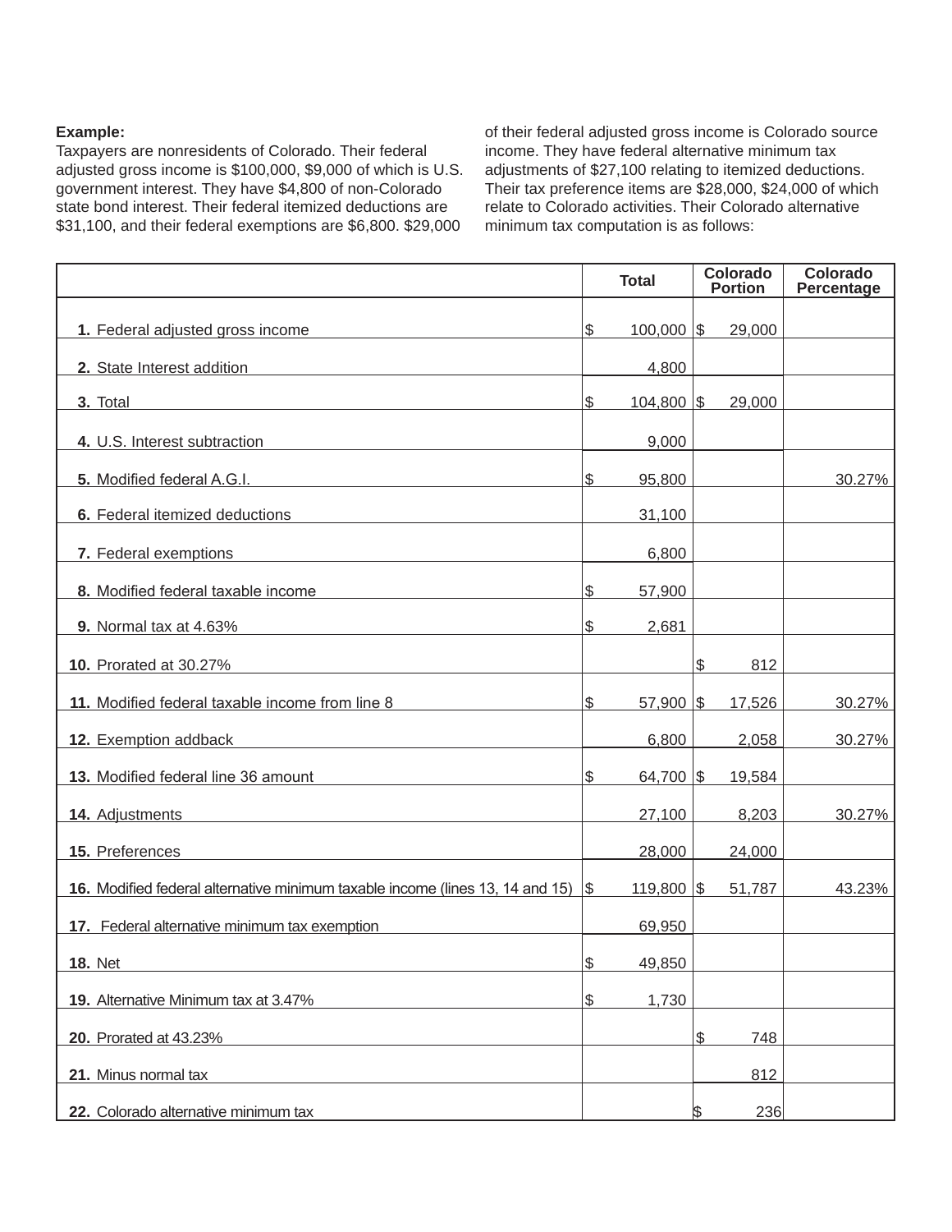**Example:**

Taxpayers are nonresidents of Colorado. Their federal adjusted gross income is $100,000, $9,000 of which is U.S. government interest. They have $4,800 of non-Colorado state bond interest. Their federal itemized deductions are $31,100, and their federal exemptions are $6,800. $29,000 of their federal adjusted gross income is Colorado source income. They have federal alternative minimum tax adjustments of $27,100 relating to itemized deductions. Their tax preference items are $28,000, $24,000 of which relate to Colorado activities. Their Colorado alternative minimum tax computation is as follows:

| | Total | Colorado Portion | Colorado Percentage |
|---|---|---|---|
| **1.** Federal adjusted gross income | $ 100,000 | $ 29,000 | |
| **2.** State Interest addition | 4,800 | | |
| **3.** Total | $ 104,800 | $ 29,000 | |
| **4.** U.S. Interest subtraction | 9,000 | | |
| **5.** Modified federal A.G.I. | $ 95,800 | | 30.27% |
| **6.** Federal itemized deductions | 31,100 | | |
| **7.** Federal exemptions | 6,800 | | |
| **8.** Modified federal taxable income | $ 57,900 | | |
| **9.** Normal tax at 4.63% | $ 2,681 | | |
| **10.** Prorated at 30.27% | | $ 812 | |
| **11.** Modified federal taxable income from line 8 | $ 57,900 | $ 17,526 | 30.27% |
| **12.** Exemption addback | 6,800 | 2,058 | 30.27% |
| **13.** Modified federal line 36 amount | $ 64,700 | $ 19,584 | |
| **14.** Adjustments | 27,100 | 8,203 | 30.27% |
| **15.** Preferences | 28,000 | 24,000 | |
| **16.** Modified federal alternative minimum taxable income (lines 13, 14 and 15) | $ 119,800 | $ 51,787 | 43.23% |
| **17.** Federal alternative minimum tax exemption | 69,950 | | |
| **18.** Net | $ 49,850 | | |
| **19.** Alternative Minimum tax at 3.47% | $ 1,730 | | |
| **20.** Prorated at 43.23% | | $ 748 | |
| **21.** Minus normal tax | | 812 | |
| **22.** Colorado alternative minimum tax | | $ 236 | |